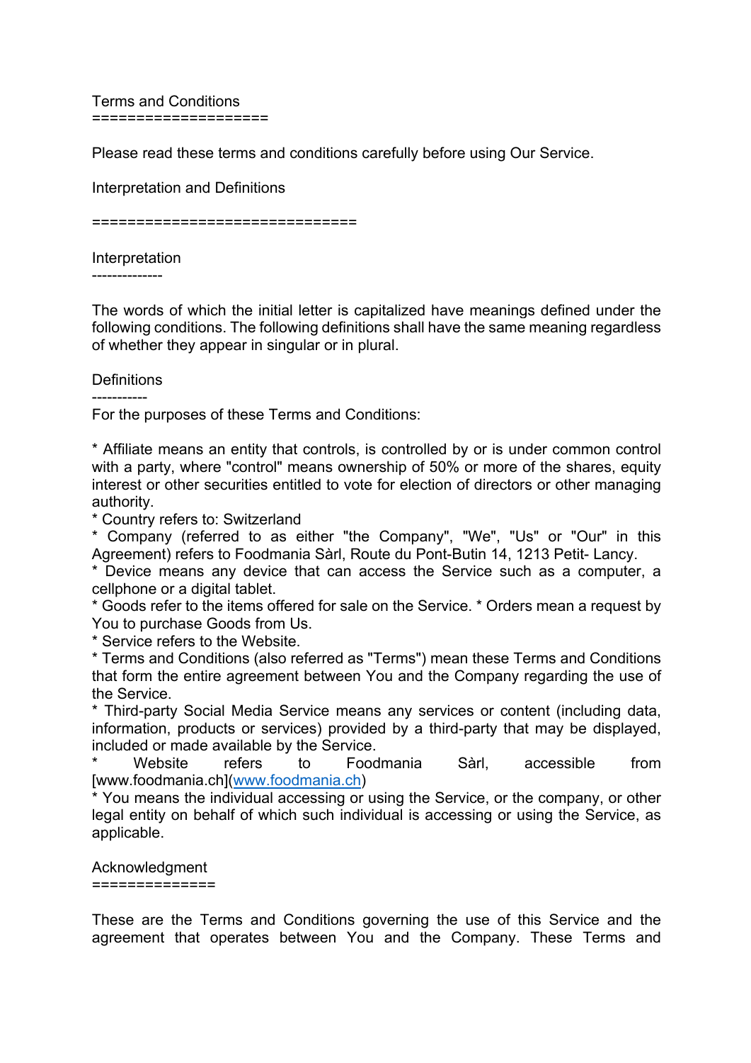# Terms and Conditions

Please read these terms and conditions carefully before using Our Service.

## Interpretation and Definitions

### Interpretation

The words of which the initial letter is capitalized have meanings defined under the following conditions. The following definitions shall have the same meaning regardless of whether they appear in singular or in plural.

### Definitions

For the purposes of these Terms and Conditions:

* Affiliate means an entity that controls, is controlled by or is under common control with a party, where "control" means ownership of 50% or more of the shares, equity interest or other securities entitled to vote for election of directors or other managing authority.
* Country refers to: Switzerland
* Company (referred to as either "the Company", "We", "Us" or "Our" in this Agreement) refers to Foodmania Sàrl, Route du Pont-Butin 14, 1213 Petit- Lancy.
* Device means any device that can access the Service such as a computer, a cellphone or a digital tablet.
* Goods refer to the items offered for sale on the Service. * Orders mean a request by You to purchase Goods from Us.
* Service refers to the Website.
* Terms and Conditions (also referred as "Terms") mean these Terms and Conditions that form the entire agreement between You and the Company regarding the use of the Service.
* Third-party Social Media Service means any services or content (including data, information, products or services) provided by a third-party that may be displayed, included or made available by the Service.
* Website refers to Foodmania Sàrl, accessible from [www.foodmania.ch](www.foodmania.ch)
* You means the individual accessing or using the Service, or the company, or other legal entity on behalf of which such individual is accessing or using the Service, as applicable.

## Acknowledgment

These are the Terms and Conditions governing the use of this Service and the agreement that operates between You and the Company. These Terms and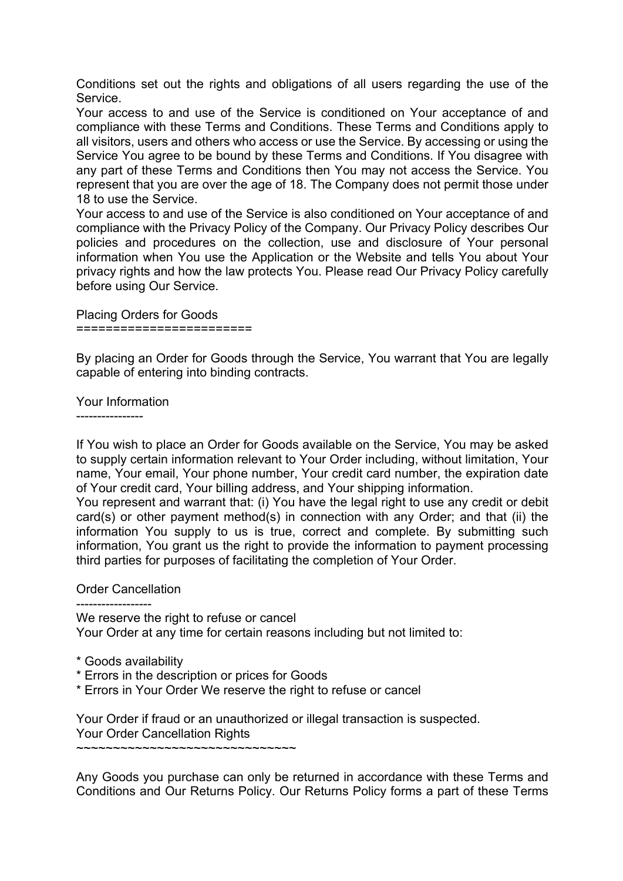Conditions set out the rights and obligations of all users regarding the use of the Service.
Your access to and use of the Service is conditioned on Your acceptance of and compliance with these Terms and Conditions. These Terms and Conditions apply to all visitors, users and others who access or use the Service. By accessing or using the Service You agree to be bound by these Terms and Conditions. If You disagree with any part of these Terms and Conditions then You may not access the Service. You represent that you are over the age of 18. The Company does not permit those under 18 to use the Service.
Your access to and use of the Service is also conditioned on Your acceptance of and compliance with the Privacy Policy of the Company. Our Privacy Policy describes Our policies and procedures on the collection, use and disclosure of Your personal information when You use the Application or the Website and tells You about Your privacy rights and how the law protects You. Please read Our Privacy Policy carefully before using Our Service.

## Placing Orders for Goods

By placing an Order for Goods through the Service, You warrant that You are legally capable of entering into binding contracts.

### Your Information

If You wish to place an Order for Goods available on the Service, You may be asked to supply certain information relevant to Your Order including, without limitation, Your name, Your email, Your phone number, Your credit card number, the expiration date of Your credit card, Your billing address, and Your shipping information.
You represent and warrant that: (i) You have the legal right to use any credit or debit card(s) or other payment method(s) in connection with any Order; and that (ii) the information You supply to us is true, correct and complete. By submitting such information, You grant us the right to provide the information to payment processing third parties for purposes of facilitating the completion of Your Order.

### Order Cancellation

We reserve the right to refuse or cancel
Your Order at any time for certain reasons including but not limited to:

* Goods availability
* Errors in the description or prices for Goods
* Errors in Your Order We reserve the right to refuse or cancel

Your Order if fraud or an unauthorized or illegal transaction is suspected.

#### Your Order Cancellation Rights

Any Goods you purchase can only be returned in accordance with these Terms and Conditions and Our Returns Policy. Our Returns Policy forms a part of these Terms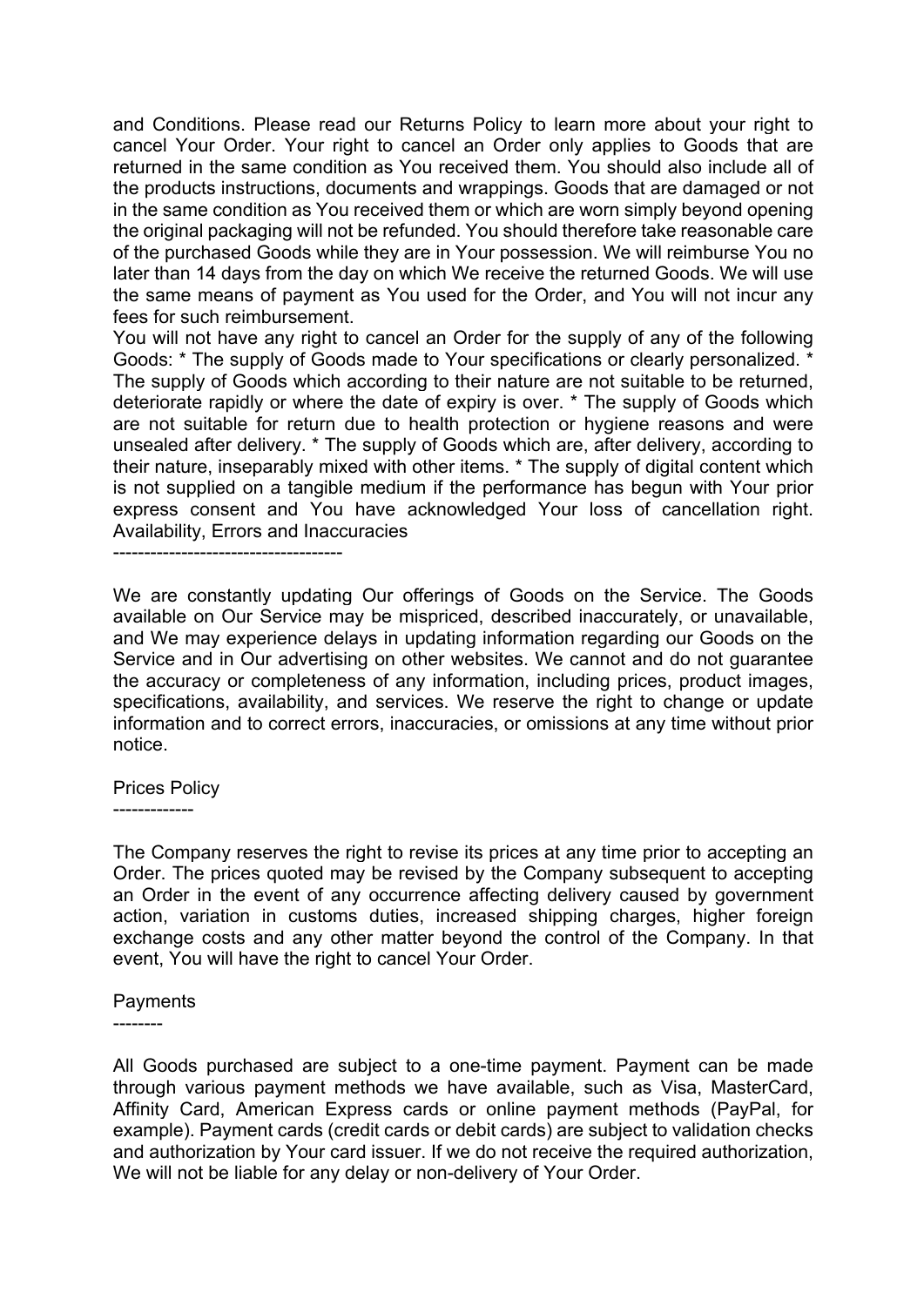and Conditions. Please read our Returns Policy to learn more about your right to cancel Your Order. Your right to cancel an Order only applies to Goods that are returned in the same condition as You received them. You should also include all of the products instructions, documents and wrappings. Goods that are damaged or not in the same condition as You received them or which are worn simply beyond opening the original packaging will not be refunded. You should therefore take reasonable care of the purchased Goods while they are in Your possession. We will reimburse You no later than 14 days from the day on which We receive the returned Goods. We will use the same means of payment as You used for the Order, and You will not incur any fees for such reimbursement.

You will not have any right to cancel an Order for the supply of any of the following Goods: * The supply of Goods made to Your specifications or clearly personalized. * The supply of Goods which according to their nature are not suitable to be returned, deteriorate rapidly or where the date of expiry is over. * The supply of Goods which are not suitable for return due to health protection or hygiene reasons and were unsealed after delivery. * The supply of Goods which are, after delivery, according to their nature, inseparably mixed with other items. * The supply of digital content which is not supplied on a tangible medium if the performance has begun with Your prior express consent and You have acknowledged Your loss of cancellation right.

## Availability, Errors and Inaccuracies

We are constantly updating Our offerings of Goods on the Service. The Goods available on Our Service may be mispriced, described inaccurately, or unavailable, and We may experience delays in updating information regarding our Goods on the Service and in Our advertising on other websites. We cannot and do not guarantee the accuracy or completeness of any information, including prices, product images, specifications, availability, and services. We reserve the right to change or update information and to correct errors, inaccuracies, or omissions at any time without prior notice.

## Prices Policy

The Company reserves the right to revise its prices at any time prior to accepting an Order. The prices quoted may be revised by the Company subsequent to accepting an Order in the event of any occurrence affecting delivery caused by government action, variation in customs duties, increased shipping charges, higher foreign exchange costs and any other matter beyond the control of the Company. In that event, You will have the right to cancel Your Order.

## Payments

All Goods purchased are subject to a one-time payment. Payment can be made through various payment methods we have available, such as Visa, MasterCard, Affinity Card, American Express cards or online payment methods (PayPal, for example). Payment cards (credit cards or debit cards) are subject to validation checks and authorization by Your card issuer. If we do not receive the required authorization, We will not be liable for any delay or non-delivery of Your Order.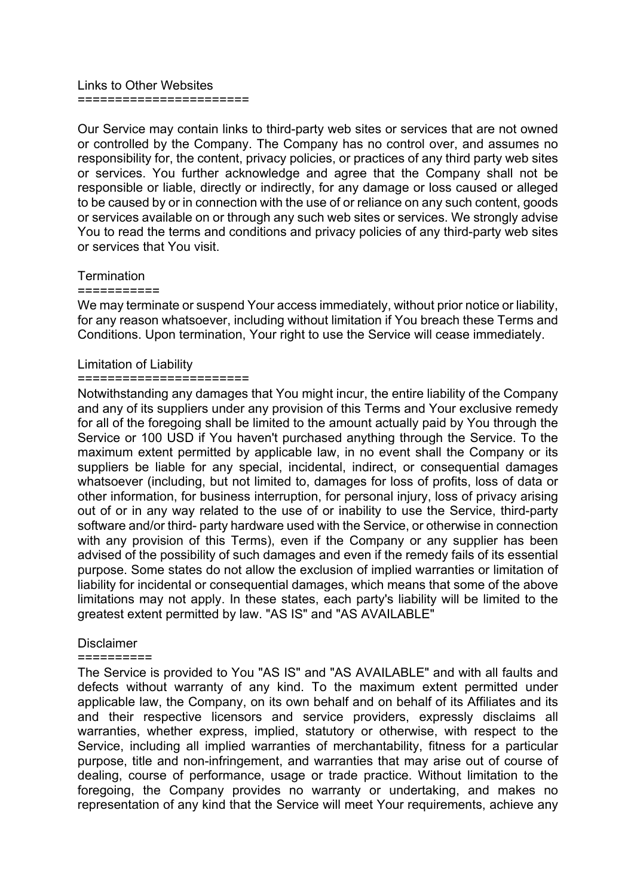## Links to Other Websites

Our Service may contain links to third-party web sites or services that are not owned or controlled by the Company. The Company has no control over, and assumes no responsibility for, the content, privacy policies, or practices of any third party web sites or services. You further acknowledge and agree that the Company shall not be responsible or liable, directly or indirectly, for any damage or loss caused or alleged to be caused by or in connection with the use of or reliance on any such content, goods or services available on or through any such web sites or services. We strongly advise You to read the terms and conditions and privacy policies of any third-party web sites or services that You visit.

## Termination

We may terminate or suspend Your access immediately, without prior notice or liability, for any reason whatsoever, including without limitation if You breach these Terms and Conditions. Upon termination, Your right to use the Service will cease immediately.

## Limitation of Liability

Notwithstanding any damages that You might incur, the entire liability of the Company and any of its suppliers under any provision of this Terms and Your exclusive remedy for all of the foregoing shall be limited to the amount actually paid by You through the Service or 100 USD if You haven't purchased anything through the Service. To the maximum extent permitted by applicable law, in no event shall the Company or its suppliers be liable for any special, incidental, indirect, or consequential damages whatsoever (including, but not limited to, damages for loss of profits, loss of data or other information, for business interruption, for personal injury, loss of privacy arising out of or in any way related to the use of or inability to use the Service, third-party software and/or third- party hardware used with the Service, or otherwise in connection with any provision of this Terms), even if the Company or any supplier has been advised of the possibility of such damages and even if the remedy fails of its essential purpose. Some states do not allow the exclusion of implied warranties or limitation of liability for incidental or consequential damages, which means that some of the above limitations may not apply. In these states, each party's liability will be limited to the greatest extent permitted by law. "AS IS" and "AS AVAILABLE"

## Disclaimer

The Service is provided to You "AS IS" and "AS AVAILABLE" and with all faults and defects without warranty of any kind. To the maximum extent permitted under applicable law, the Company, on its own behalf and on behalf of its Affiliates and its and their respective licensors and service providers, expressly disclaims all warranties, whether express, implied, statutory or otherwise, with respect to the Service, including all implied warranties of merchantability, fitness for a particular purpose, title and non-infringement, and warranties that may arise out of course of dealing, course of performance, usage or trade practice. Without limitation to the foregoing, the Company provides no warranty or undertaking, and makes no representation of any kind that the Service will meet Your requirements, achieve any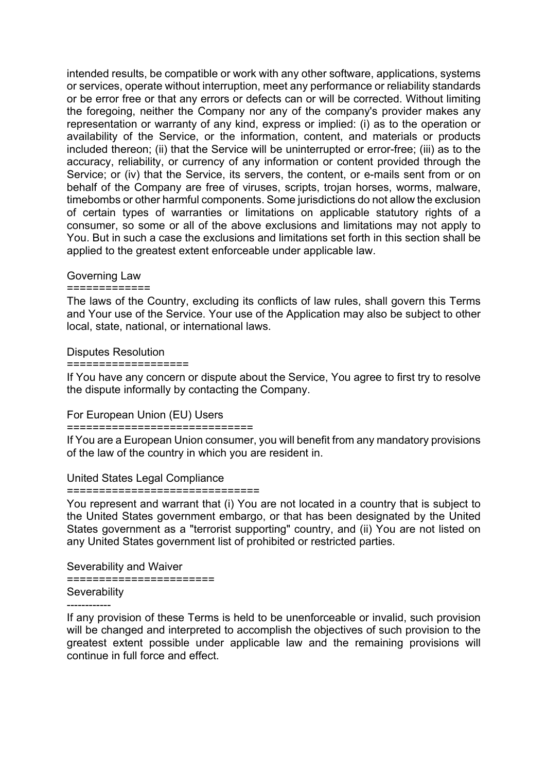intended results, be compatible or work with any other software, applications, systems or services, operate without interruption, meet any performance or reliability standards or be error free or that any errors or defects can or will be corrected. Without limiting the foregoing, neither the Company nor any of the company's provider makes any representation or warranty of any kind, express or implied: (i) as to the operation or availability of the Service, or the information, content, and materials or products included thereon; (ii) that the Service will be uninterrupted or error-free; (iii) as to the accuracy, reliability, or currency of any information or content provided through the Service; or (iv) that the Service, its servers, the content, or e-mails sent from or on behalf of the Company are free of viruses, scripts, trojan horses, worms, malware, timebombs or other harmful components. Some jurisdictions do not allow the exclusion of certain types of warranties or limitations on applicable statutory rights of a consumer, so some or all of the above exclusions and limitations may not apply to You. But in such a case the exclusions and limitations set forth in this section shall be applied to the greatest extent enforceable under applicable law.

## Governing Law

The laws of the Country, excluding its conflicts of law rules, shall govern this Terms and Your use of the Service. Your use of the Application may also be subject to other local, state, national, or international laws.

## Disputes Resolution

If You have any concern or dispute about the Service, You agree to first try to resolve the dispute informally by contacting the Company.

## For European Union (EU) Users

If You are a European Union consumer, you will benefit from any mandatory provisions of the law of the country in which you are resident in.

## United States Legal Compliance

You represent and warrant that (i) You are not located in a country that is subject to the United States government embargo, or that has been designated by the United States government as a "terrorist supporting" country, and (ii) You are not listed on any United States government list of prohibited or restricted parties.

## Severability and Waiver

### Severability

If any provision of these Terms is held to be unenforceable or invalid, such provision will be changed and interpreted to accomplish the objectives of such provision to the greatest extent possible under applicable law and the remaining provisions will continue in full force and effect.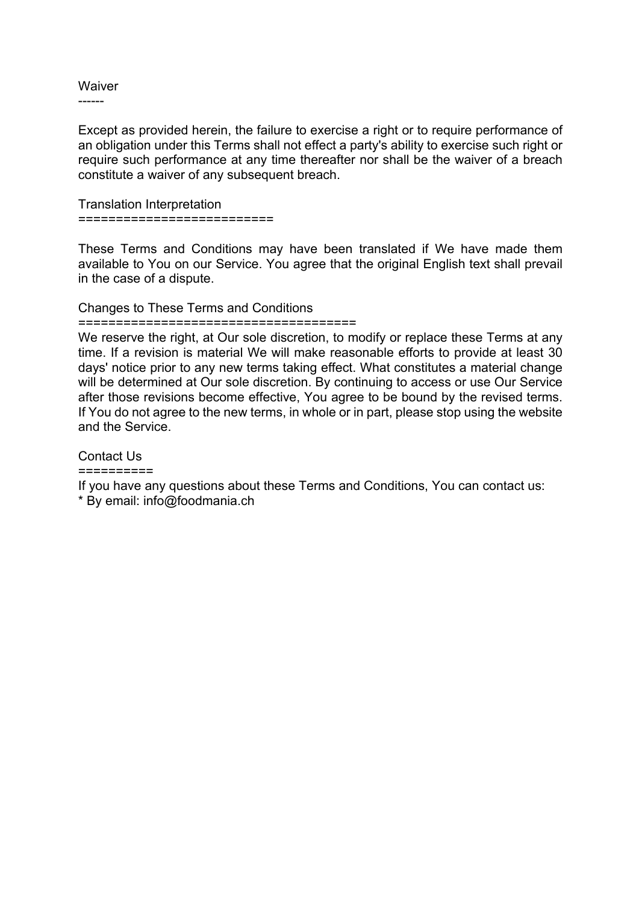### Waiver

Except as provided herein, the failure to exercise a right or to require performance of an obligation under this Terms shall not effect a party's ability to exercise such right or require such performance at any time thereafter nor shall be the waiver of a breach constitute a waiver of any subsequent breach.

## Translation Interpretation

These Terms and Conditions may have been translated if We have made them available to You on our Service. You agree that the original English text shall prevail in the case of a dispute.

## Changes to These Terms and Conditions

We reserve the right, at Our sole discretion, to modify or replace these Terms at any time. If a revision is material We will make reasonable efforts to provide at least 30 days' notice prior to any new terms taking effect. What constitutes a material change will be determined at Our sole discretion. By continuing to access or use Our Service after those revisions become effective, You agree to be bound by the revised terms. If You do not agree to the new terms, in whole or in part, please stop using the website and the Service.

## Contact Us

If you have any questions about these Terms and Conditions, You can contact us:

* By email: info@foodmania.ch